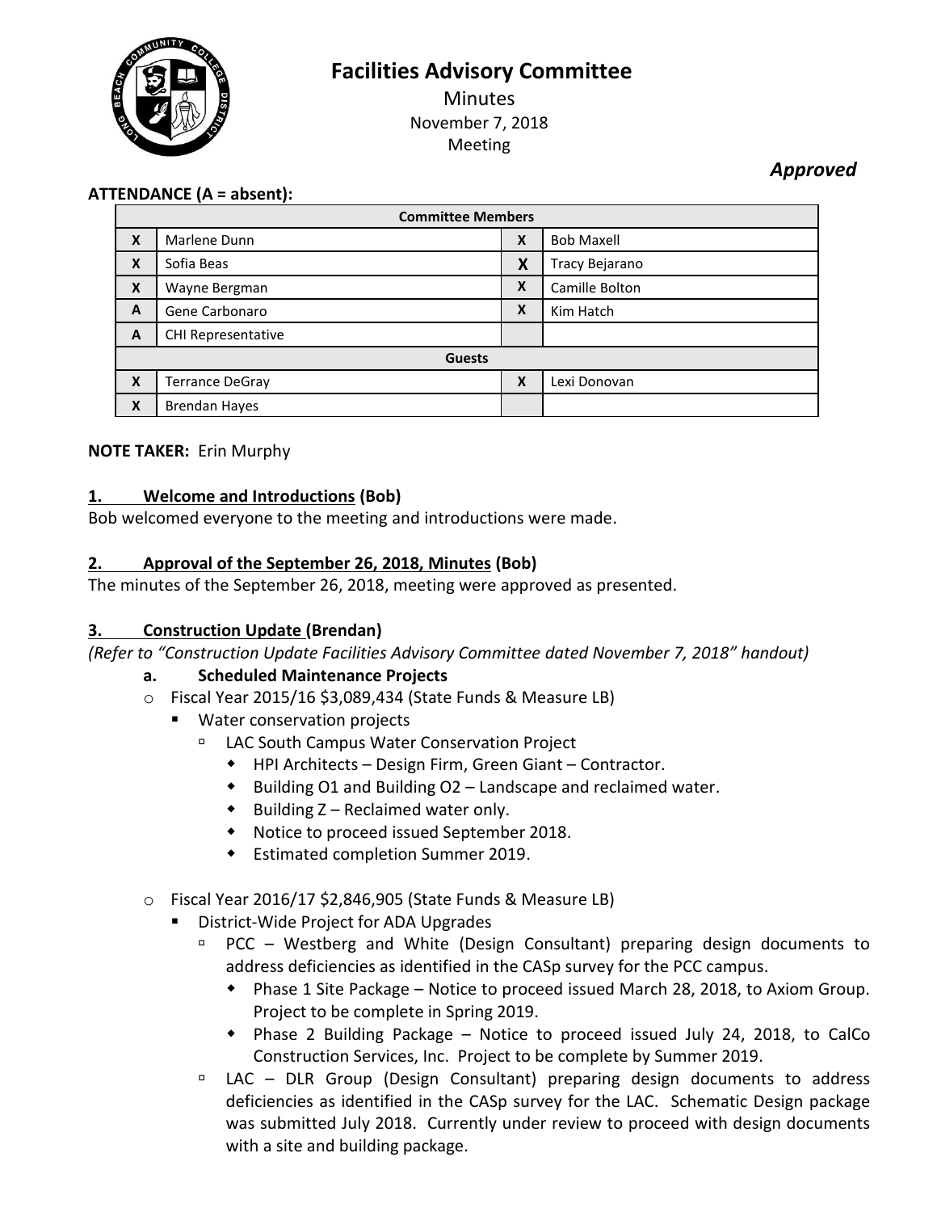# Facilities Advisory Committee

Minutes
November 7, 2018
Meeting

***Approved***

**ATTENDANCE (A = absent):**

| Committee Members | | | |
|---|---|---|---|
| X | Marlene Dunn | X | Bob Maxell |
| X | Sofia Beas | X | Tracy Bejarano |
| X | Wayne Bergman | X | Camille Bolton |
| A | Gene Carbonaro | X | Kim Hatch |
| A | CHI Representative | | |
| **Guests** | | | |
| X | Terrance DeGray | X | Lexi Donovan |
| X | Brendan Hayes | | |

**NOTE TAKER:** Erin Murphy

**1. Welcome and Introductions (Bob)**

Bob welcomed everyone to the meeting and introductions were made.

**2. Approval of the September 26, 2018, Minutes (Bob)**

The minutes of the September 26, 2018, meeting were approved as presented.

**3. Construction Update (Brendan)**

*(Refer to "Construction Update Facilities Advisory Committee dated November 7, 2018" handout)*

**a. Scheduled Maintenance Projects**

- Fiscal Year 2015/16 $3,089,434 (State Funds & Measure LB)
  - Water conservation projects
    - LAC South Campus Water Conservation Project
      - HPI Architects – Design Firm, Green Giant – Contractor.
      - Building O1 and Building O2 – Landscape and reclaimed water.
      - Building Z – Reclaimed water only.
      - Notice to proceed issued September 2018.
      - Estimated completion Summer 2019.

- Fiscal Year 2016/17 $2,846,905 (State Funds & Measure LB)
  - District-Wide Project for ADA Upgrades
    - PCC – Westberg and White (Design Consultant) preparing design documents to address deficiencies as identified in the CASp survey for the PCC campus.
      - Phase 1 Site Package – Notice to proceed issued March 28, 2018, to Axiom Group. Project to be complete in Spring 2019.
      - Phase 2 Building Package – Notice to proceed issued July 24, 2018, to CalCo Construction Services, Inc. Project to be complete by Summer 2019.
    - LAC – DLR Group (Design Consultant) preparing design documents to address deficiencies as identified in the CASp survey for the LAC. Schematic Design package was submitted July 2018. Currently under review to proceed with design documents with a site and building package.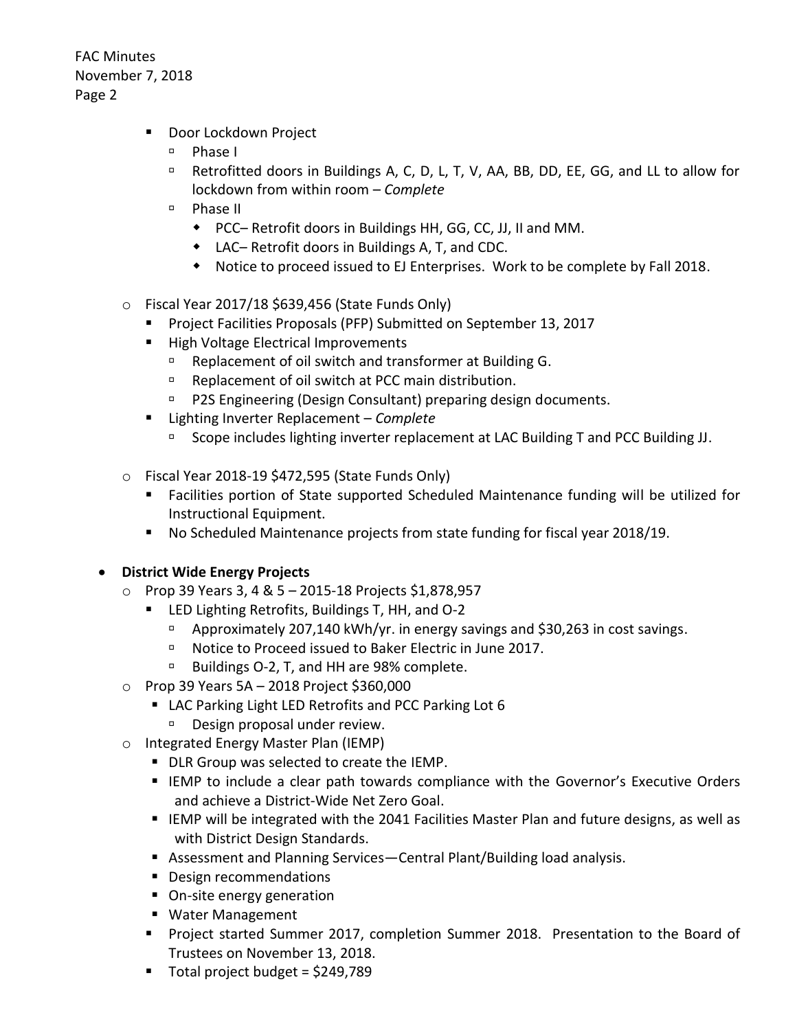- Door Lockdown Project
  - Phase I
  - Retrofitted doors in Buildings A, C, D, L, T, V, AA, BB, DD, EE, GG, and LL to allow for lockdown from within room – *Complete*
  - Phase II
    - PCC– Retrofit doors in Buildings HH, GG, CC, JJ, II and MM.
    - LAC– Retrofit doors in Buildings A, T, and CDC.
    - Notice to proceed issued to EJ Enterprises. Work to be complete by Fall 2018.

- Fiscal Year 2017/18 $639,456 (State Funds Only)
  - Project Facilities Proposals (PFP) Submitted on September 13, 2017
  - High Voltage Electrical Improvements
    - Replacement of oil switch and transformer at Building G.
    - Replacement of oil switch at PCC main distribution.
    - P2S Engineering (Design Consultant) preparing design documents.
  - Lighting Inverter Replacement – *Complete*
    - Scope includes lighting inverter replacement at LAC Building T and PCC Building JJ.

- Fiscal Year 2018-19 $472,595 (State Funds Only)
  - Facilities portion of State supported Scheduled Maintenance funding will be utilized for Instructional Equipment.
  - No Scheduled Maintenance projects from state funding for fiscal year 2018/19.

- **District Wide Energy Projects**
  - Prop 39 Years 3, 4 & 5 – 2015-18 Projects $1,878,957
    - LED Lighting Retrofits, Buildings T, HH, and O-2
      - Approximately 207,140 kWh/yr. in energy savings and $30,263 in cost savings.
      - Notice to Proceed issued to Baker Electric in June 2017.
      - Buildings O-2, T, and HH are 98% complete.
  - Prop 39 Years 5A – 2018 Project $360,000
    - LAC Parking Light LED Retrofits and PCC Parking Lot 6
      - Design proposal under review.
  - Integrated Energy Master Plan (IEMP)
    - DLR Group was selected to create the IEMP.
    - IEMP to include a clear path towards compliance with the Governor's Executive Orders and achieve a District-Wide Net Zero Goal.
    - IEMP will be integrated with the 2041 Facilities Master Plan and future designs, as well as with District Design Standards.
    - Assessment and Planning Services—Central Plant/Building load analysis.
    - Design recommendations
    - On-site energy generation
    - Water Management
    - Project started Summer 2017, completion Summer 2018. Presentation to the Board of Trustees on November 13, 2018.
    - Total project budget = $249,789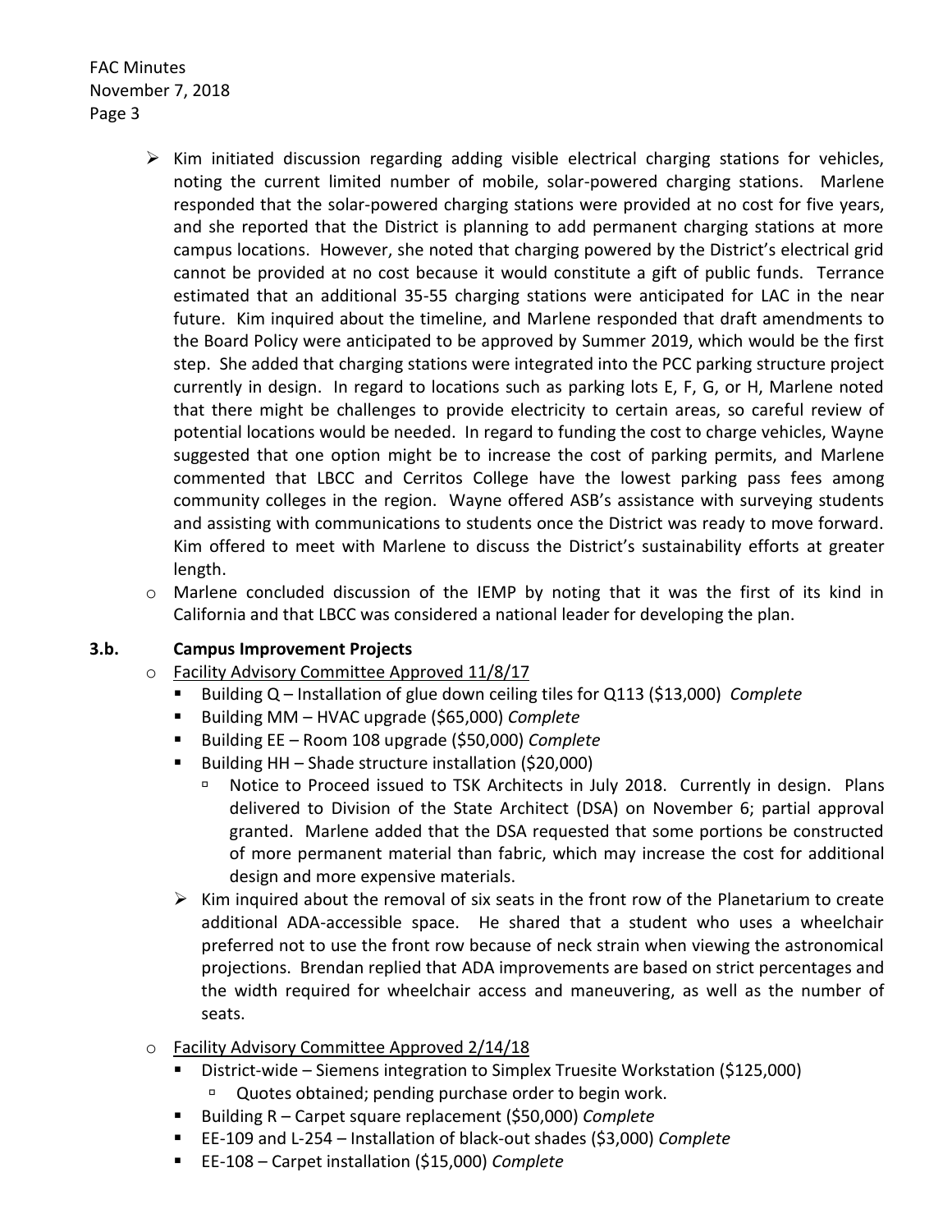- Kim initiated discussion regarding adding visible electrical charging stations for vehicles, noting the current limited number of mobile, solar-powered charging stations. Marlene responded that the solar-powered charging stations were provided at no cost for five years, and she reported that the District is planning to add permanent charging stations at more campus locations. However, she noted that charging powered by the District's electrical grid cannot be provided at no cost because it would constitute a gift of public funds. Terrance estimated that an additional 35-55 charging stations were anticipated for LAC in the near future. Kim inquired about the timeline, and Marlene responded that draft amendments to the Board Policy were anticipated to be approved by Summer 2019, which would be the first step. She added that charging stations were integrated into the PCC parking structure project currently in design. In regard to locations such as parking lots E, F, G, or H, Marlene noted that there might be challenges to provide electricity to certain areas, so careful review of potential locations would be needed. In regard to funding the cost to charge vehicles, Wayne suggested that one option might be to increase the cost of parking permits, and Marlene commented that LBCC and Cerritos College have the lowest parking pass fees among community colleges in the region. Wayne offered ASB's assistance with surveying students and assisting with communications to students once the District was ready to move forward. Kim offered to meet with Marlene to discuss the District's sustainability efforts at greater length.
- Marlene concluded discussion of the IEMP by noting that it was the first of its kind in California and that LBCC was considered a national leader for developing the plan.

**3.b. Campus Improvement Projects**

- Facility Advisory Committee Approved 11/8/17
  - Building Q – Installation of glue down ceiling tiles for Q113 ($13,000) *Complete*
  - Building MM – HVAC upgrade ($65,000) *Complete*
  - Building EE – Room 108 upgrade ($50,000) *Complete*
  - Building HH – Shade structure installation ($20,000)
    - Notice to Proceed issued to TSK Architects in July 2018. Currently in design. Plans delivered to Division of the State Architect (DSA) on November 6; partial approval granted. Marlene added that the DSA requested that some portions be constructed of more permanent material than fabric, which may increase the cost for additional design and more expensive materials.
  - Kim inquired about the removal of six seats in the front row of the Planetarium to create additional ADA-accessible space. He shared that a student who uses a wheelchair preferred not to use the front row because of neck strain when viewing the astronomical projections. Brendan replied that ADA improvements are based on strict percentages and the width required for wheelchair access and maneuvering, as well as the number of seats.
- Facility Advisory Committee Approved 2/14/18
  - District-wide – Siemens integration to Simplex Truesite Workstation ($125,000)
    - Quotes obtained; pending purchase order to begin work.
  - Building R – Carpet square replacement ($50,000) *Complete*
  - EE-109 and L-254 – Installation of black-out shades ($3,000) *Complete*
  - EE-108 – Carpet installation ($15,000) *Complete*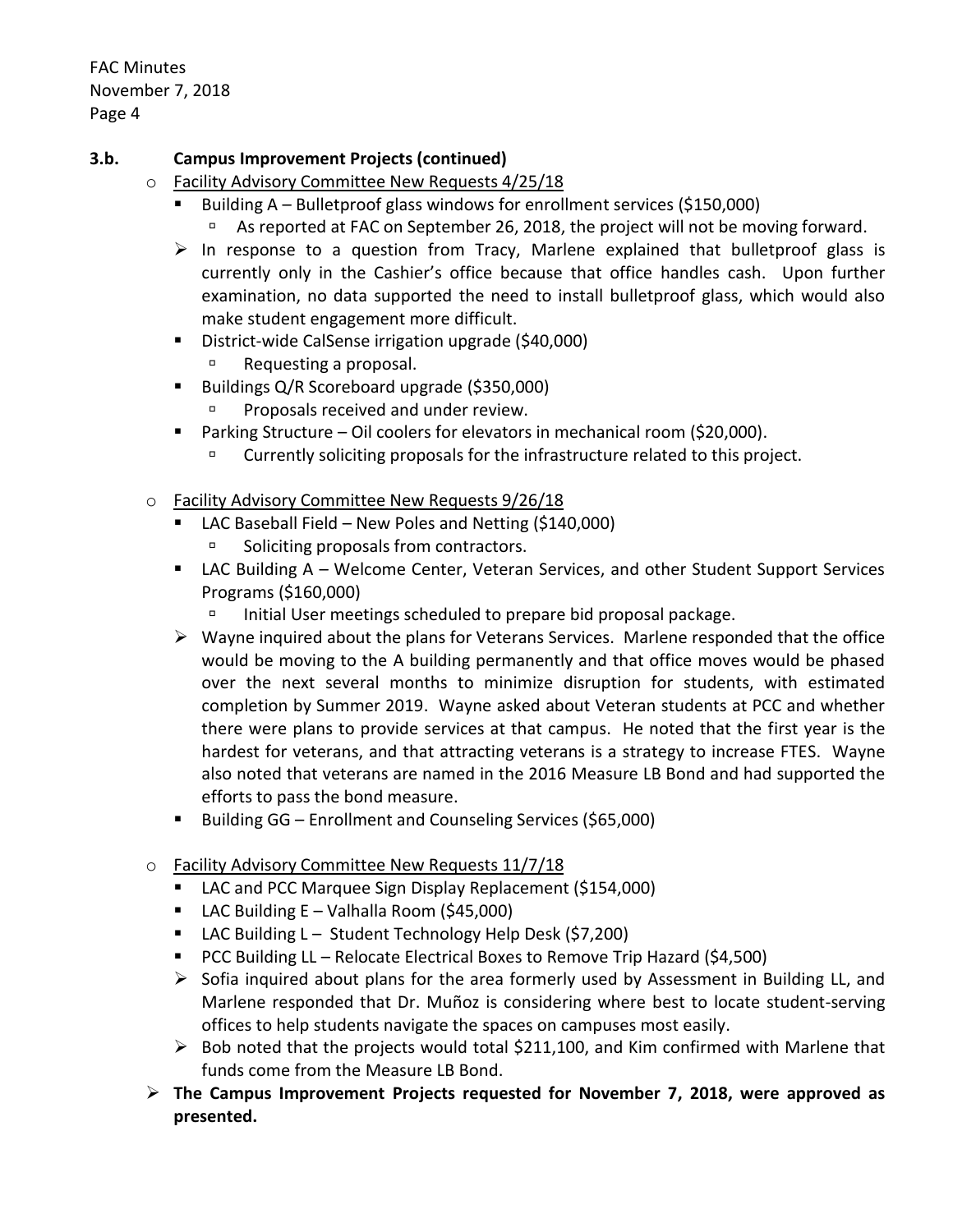**3.b. Campus Improvement Projects (continued)**

- Facility Advisory Committee New Requests 4/25/18
  - Building A – Bulletproof glass windows for enrollment services ($150,000)
    - As reported at FAC on September 26, 2018, the project will not be moving forward.
  - In response to a question from Tracy, Marlene explained that bulletproof glass is currently only in the Cashier's office because that office handles cash. Upon further examination, no data supported the need to install bulletproof glass, which would also make student engagement more difficult.
  - District-wide CalSense irrigation upgrade ($40,000)
    - Requesting a proposal.
  - Buildings Q/R Scoreboard upgrade ($350,000)
    - Proposals received and under review.
  - Parking Structure – Oil coolers for elevators in mechanical room ($20,000).
    - Currently soliciting proposals for the infrastructure related to this project.

- Facility Advisory Committee New Requests 9/26/18
  - LAC Baseball Field – New Poles and Netting ($140,000)
    - Soliciting proposals from contractors.
  - LAC Building A – Welcome Center, Veteran Services, and other Student Support Services Programs ($160,000)
    - Initial User meetings scheduled to prepare bid proposal package.
  - Wayne inquired about the plans for Veterans Services. Marlene responded that the office would be moving to the A building permanently and that office moves would be phased over the next several months to minimize disruption for students, with estimated completion by Summer 2019. Wayne asked about Veteran students at PCC and whether there were plans to provide services at that campus. He noted that the first year is the hardest for veterans, and that attracting veterans is a strategy to increase FTES. Wayne also noted that veterans are named in the 2016 Measure LB Bond and had supported the efforts to pass the bond measure.
  - Building GG – Enrollment and Counseling Services ($65,000)

- Facility Advisory Committee New Requests 11/7/18
  - LAC and PCC Marquee Sign Display Replacement ($154,000)
  - LAC Building E – Valhalla Room ($45,000)
  - LAC Building L – Student Technology Help Desk ($7,200)
  - PCC Building LL – Relocate Electrical Boxes to Remove Trip Hazard ($4,500)
  - Sofia inquired about plans for the area formerly used by Assessment in Building LL, and Marlene responded that Dr. Muñoz is considering where best to locate student-serving offices to help students navigate the spaces on campuses most easily.
  - Bob noted that the projects would total $211,100, and Kim confirmed with Marlene that funds come from the Measure LB Bond.

- **The Campus Improvement Projects requested for November 7, 2018, were approved as presented.**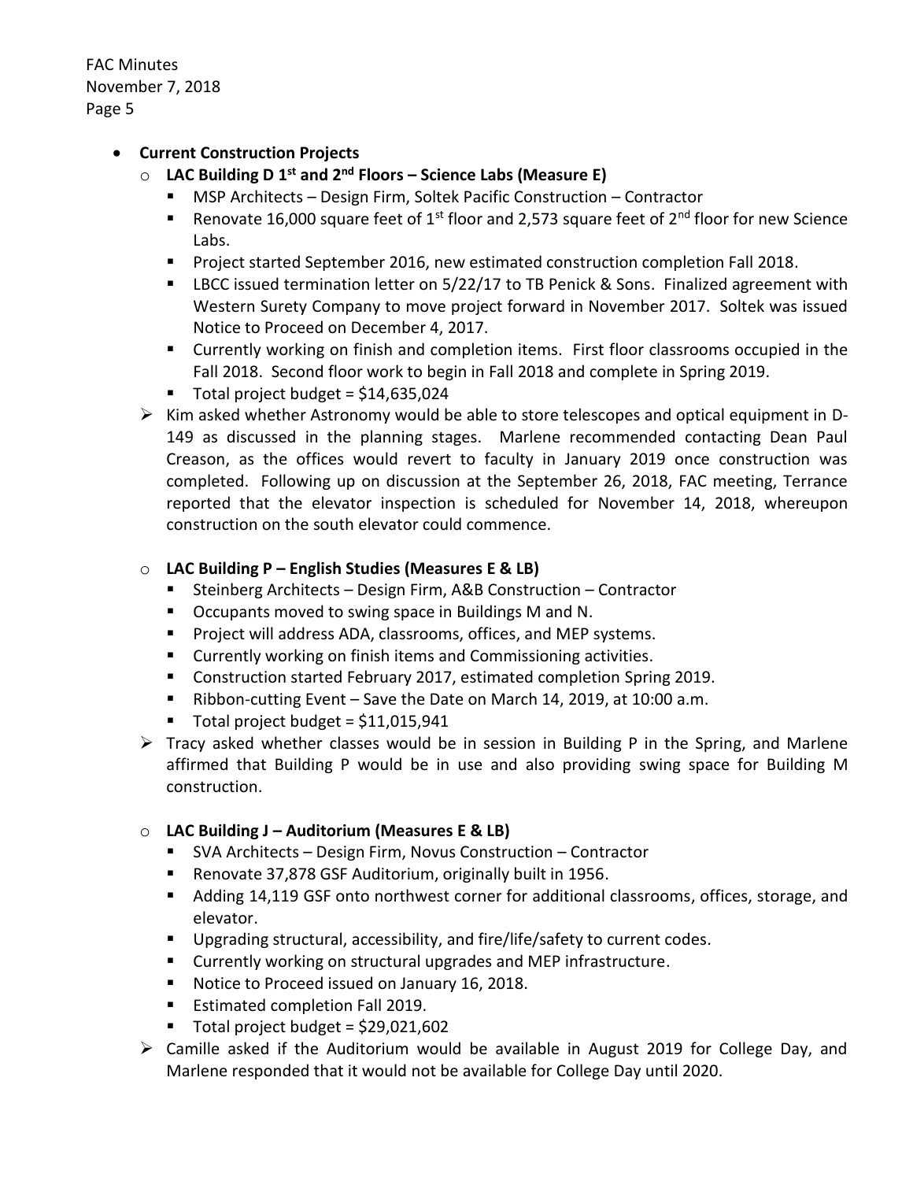- **Current Construction Projects**
  - **LAC Building D 1st and 2nd Floors – Science Labs (Measure E)**
    - MSP Architects – Design Firm, Soltek Pacific Construction – Contractor
    - Renovate 16,000 square feet of 1st floor and 2,573 square feet of 2nd floor for new Science Labs.
    - Project started September 2016, new estimated construction completion Fall 2018.
    - LBCC issued termination letter on 5/22/17 to TB Penick & Sons. Finalized agreement with Western Surety Company to move project forward in November 2017. Soltek was issued Notice to Proceed on December 4, 2017.
    - Currently working on finish and completion items. First floor classrooms occupied in the Fall 2018. Second floor work to begin in Fall 2018 and complete in Spring 2019.
    - Total project budget = $14,635,024

  - Kim asked whether Astronomy would be able to store telescopes and optical equipment in D-149 as discussed in the planning stages. Marlene recommended contacting Dean Paul Creason, as the offices would revert to faculty in January 2019 once construction was completed. Following up on discussion at the September 26, 2018, FAC meeting, Terrance reported that the elevator inspection is scheduled for November 14, 2018, whereupon construction on the south elevator could commence.

  - **LAC Building P – English Studies (Measures E & LB)**
    - Steinberg Architects – Design Firm, A&B Construction – Contractor
    - Occupants moved to swing space in Buildings M and N.
    - Project will address ADA, classrooms, offices, and MEP systems.
    - Currently working on finish items and Commissioning activities.
    - Construction started February 2017, estimated completion Spring 2019.
    - Ribbon-cutting Event – Save the Date on March 14, 2019, at 10:00 a.m.
    - Total project budget = $11,015,941

  - Tracy asked whether classes would be in session in Building P in the Spring, and Marlene affirmed that Building P would be in use and also providing swing space for Building M construction.

  - **LAC Building J – Auditorium (Measures E & LB)**
    - SVA Architects – Design Firm, Novus Construction – Contractor
    - Renovate 37,878 GSF Auditorium, originally built in 1956.
    - Adding 14,119 GSF onto northwest corner for additional classrooms, offices, storage, and elevator.
    - Upgrading structural, accessibility, and fire/life/safety to current codes.
    - Currently working on structural upgrades and MEP infrastructure.
    - Notice to Proceed issued on January 16, 2018.
    - Estimated completion Fall 2019.
    - Total project budget = $29,021,602

  - Camille asked if the Auditorium would be available in August 2019 for College Day, and Marlene responded that it would not be available for College Day until 2020.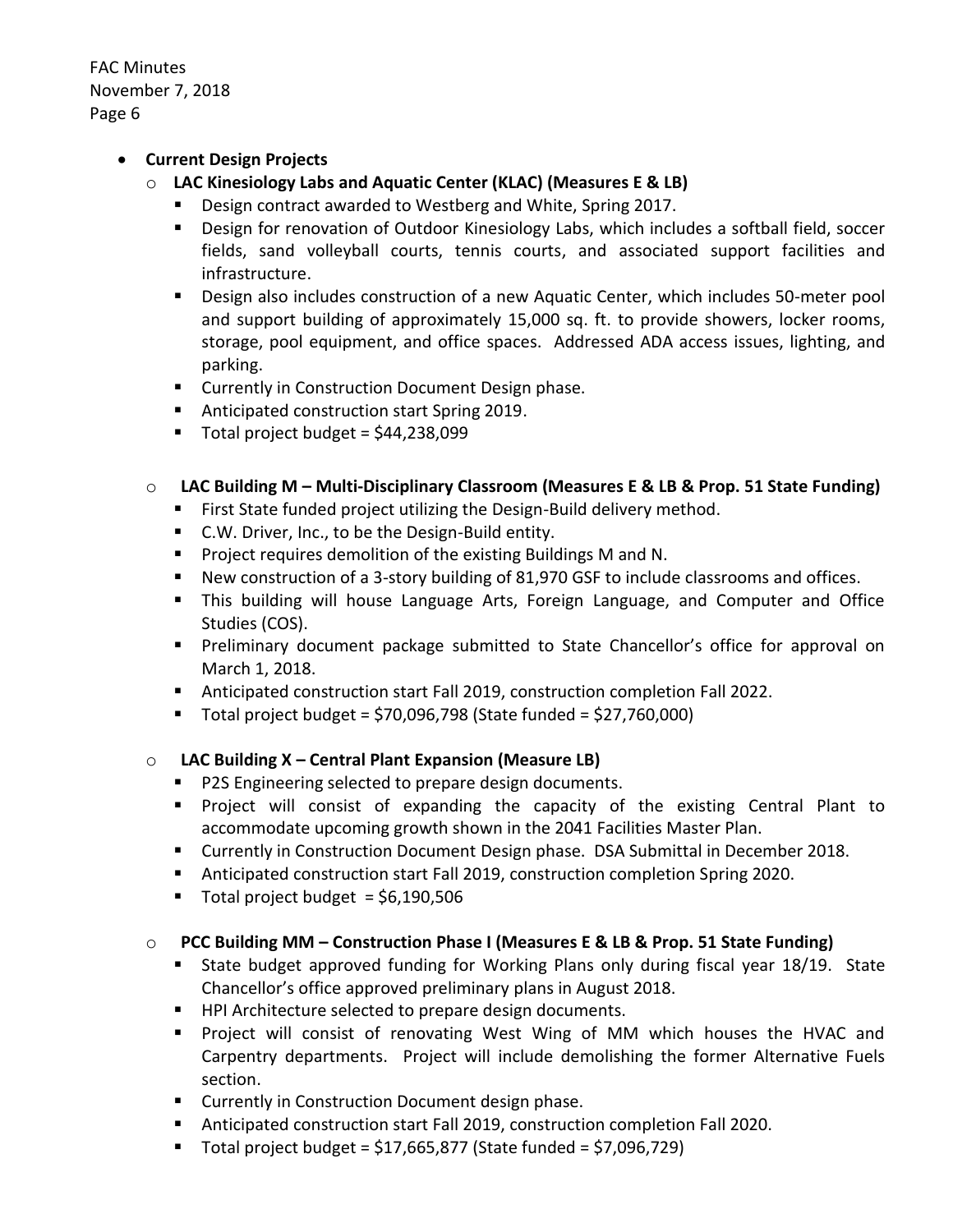- **Current Design Projects**
  - **LAC Kinesiology Labs and Aquatic Center (KLAC) (Measures E & LB)**
    - Design contract awarded to Westberg and White, Spring 2017.
    - Design for renovation of Outdoor Kinesiology Labs, which includes a softball field, soccer fields, sand volleyball courts, tennis courts, and associated support facilities and infrastructure.
    - Design also includes construction of a new Aquatic Center, which includes 50-meter pool and support building of approximately 15,000 sq. ft. to provide showers, locker rooms, storage, pool equipment, and office spaces. Addressed ADA access issues, lighting, and parking.
    - Currently in Construction Document Design phase.
    - Anticipated construction start Spring 2019.
    - Total project budget = $44,238,099
  - **LAC Building M – Multi-Disciplinary Classroom (Measures E & LB & Prop. 51 State Funding)**
    - First State funded project utilizing the Design-Build delivery method.
    - C.W. Driver, Inc., to be the Design-Build entity.
    - Project requires demolition of the existing Buildings M and N.
    - New construction of a 3-story building of 81,970 GSF to include classrooms and offices.
    - This building will house Language Arts, Foreign Language, and Computer and Office Studies (COS).
    - Preliminary document package submitted to State Chancellor's office for approval on March 1, 2018.
    - Anticipated construction start Fall 2019, construction completion Fall 2022.
    - Total project budget = $70,096,798 (State funded = $27,760,000)
  - **LAC Building X – Central Plant Expansion (Measure LB)**
    - P2S Engineering selected to prepare design documents.
    - Project will consist of expanding the capacity of the existing Central Plant to accommodate upcoming growth shown in the 2041 Facilities Master Plan.
    - Currently in Construction Document Design phase. DSA Submittal in December 2018.
    - Anticipated construction start Fall 2019, construction completion Spring 2020.
    - Total project budget = $6,190,506
  - **PCC Building MM – Construction Phase I (Measures E & LB & Prop. 51 State Funding)**
    - State budget approved funding for Working Plans only during fiscal year 18/19. State Chancellor's office approved preliminary plans in August 2018.
    - HPI Architecture selected to prepare design documents.
    - Project will consist of renovating West Wing of MM which houses the HVAC and Carpentry departments. Project will include demolishing the former Alternative Fuels section.
    - Currently in Construction Document design phase.
    - Anticipated construction start Fall 2019, construction completion Fall 2020.
    - Total project budget = $17,665,877 (State funded = $7,096,729)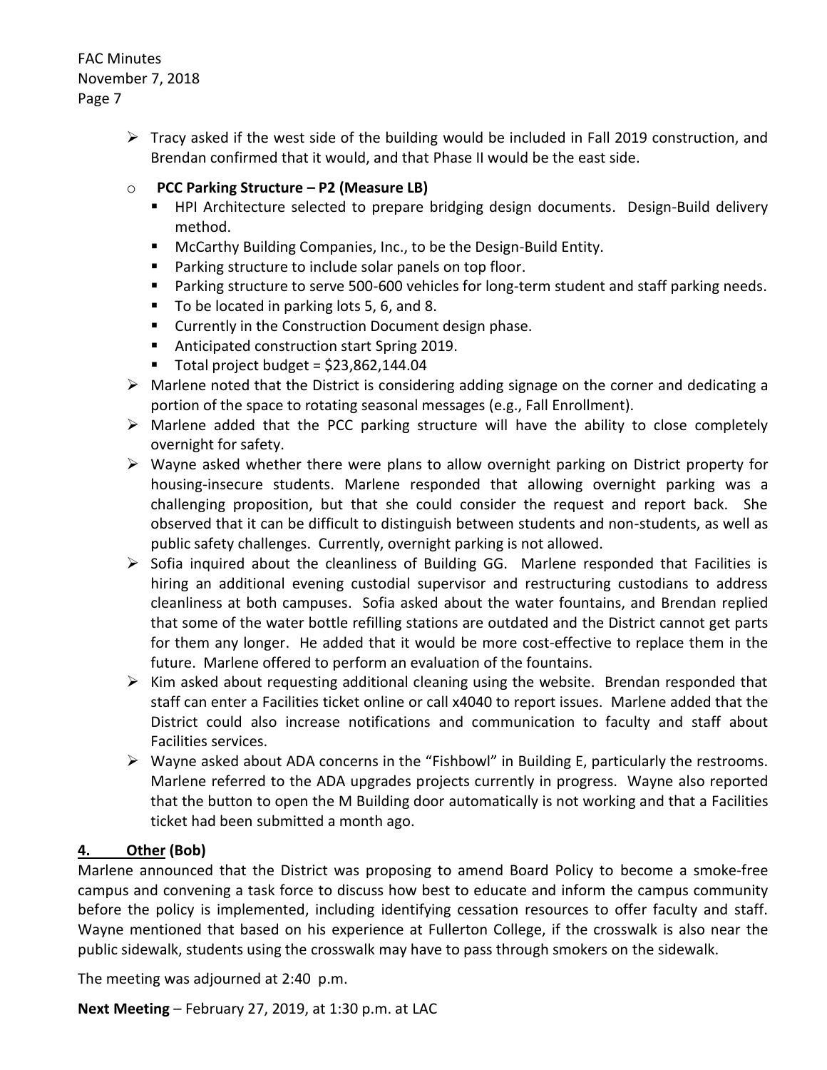- Tracy asked if the west side of the building would be included in Fall 2019 construction, and Brendan confirmed that it would, and that Phase II would be the east side.

- **PCC Parking Structure – P2 (Measure LB)**
  - HPI Architecture selected to prepare bridging design documents. Design-Build delivery method.
  - McCarthy Building Companies, Inc., to be the Design-Build Entity.
  - Parking structure to include solar panels on top floor.
  - Parking structure to serve 500-600 vehicles for long-term student and staff parking needs.
  - To be located in parking lots 5, 6, and 8.
  - Currently in the Construction Document design phase.
  - Anticipated construction start Spring 2019.
  - Total project budget = $23,862,144.04

- Marlene noted that the District is considering adding signage on the corner and dedicating a portion of the space to rotating seasonal messages (e.g., Fall Enrollment).
- Marlene added that the PCC parking structure will have the ability to close completely overnight for safety.
- Wayne asked whether there were plans to allow overnight parking on District property for housing-insecure students. Marlene responded that allowing overnight parking was a challenging proposition, but that she could consider the request and report back. She observed that it can be difficult to distinguish between students and non-students, as well as public safety challenges. Currently, overnight parking is not allowed.
- Sofia inquired about the cleanliness of Building GG. Marlene responded that Facilities is hiring an additional evening custodial supervisor and restructuring custodians to address cleanliness at both campuses. Sofia asked about the water fountains, and Brendan replied that some of the water bottle refilling stations are outdated and the District cannot get parts for them any longer. He added that it would be more cost-effective to replace them in the future. Marlene offered to perform an evaluation of the fountains.
- Kim asked about requesting additional cleaning using the website. Brendan responded that staff can enter a Facilities ticket online or call x4040 to report issues. Marlene added that the District could also increase notifications and communication to faculty and staff about Facilities services.
- Wayne asked about ADA concerns in the "Fishbowl" in Building E, particularly the restrooms. Marlene referred to the ADA upgrades projects currently in progress. Wayne also reported that the button to open the M Building door automatically is not working and that a Facilities ticket had been submitted a month ago.

**4. Other (Bob)**

Marlene announced that the District was proposing to amend Board Policy to become a smoke-free campus and convening a task force to discuss how best to educate and inform the campus community before the policy is implemented, including identifying cessation resources to offer faculty and staff. Wayne mentioned that based on his experience at Fullerton College, if the crosswalk is also near the public sidewalk, students using the crosswalk may have to pass through smokers on the sidewalk.

The meeting was adjourned at 2:40 p.m.

**Next Meeting** – February 27, 2019, at 1:30 p.m. at LAC